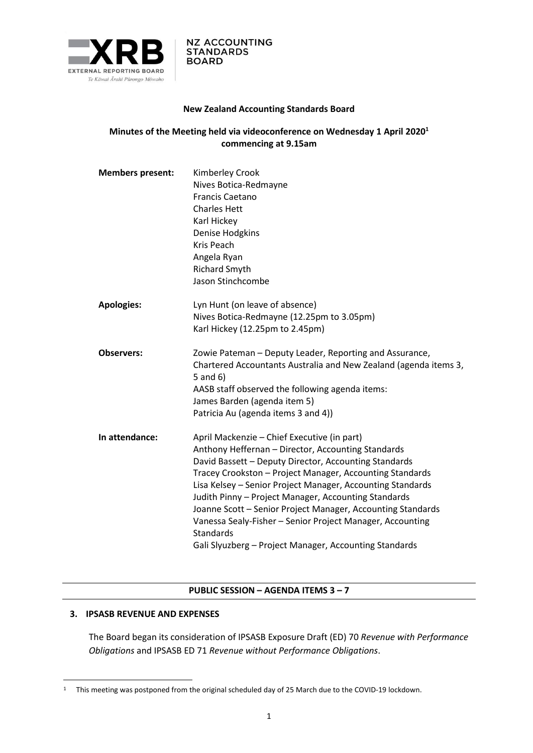**New Zealand Accounting Standards Board**

**Minutes of the Meeting held via videoconference on Wednesday 1 April 2020[1] commencing at 9.15am**

| | |
|---|---|
| **Members present:** | Kimberley Crook<br>Nives Botica-Redmayne<br>Francis Caetano<br>Charles Hett<br>Karl Hickey<br>Denise Hodgkins<br>Kris Peach<br>Angela Ryan<br>Richard Smyth<br>Jason Stinchcombe |
| **Apologies:** | Lyn Hunt (on leave of absence)<br>Nives Botica-Redmayne (12.25pm to 3.05pm)<br>Karl Hickey (12.25pm to 2.45pm) |
| **Observers:** | Zowie Pateman – Deputy Leader, Reporting and Assurance, Chartered Accountants Australia and New Zealand (agenda items 3, 5 and 6)<br>AASB staff observed the following agenda items:<br>James Barden (agenda item 5)<br>Patricia Au (agenda items 3 and 4)) |
| **In attendance:** | April Mackenzie – Chief Executive (in part)<br>Anthony Heffernan – Director, Accounting Standards<br>David Bassett – Deputy Director, Accounting Standards<br>Tracey Crookston – Project Manager, Accounting Standards<br>Lisa Kelsey – Senior Project Manager, Accounting Standards<br>Judith Pinny – Project Manager, Accounting Standards<br>Joanne Scott – Senior Project Manager, Accounting Standards<br>Vanessa Sealy-Fisher – Senior Project Manager, Accounting Standards<br>Gali Slyuzberg – Project Manager, Accounting Standards |

**PUBLIC SESSION – AGENDA ITEMS 3 – 7**

## 3. IPSASB REVENUE AND EXPENSES

The Board began its consideration of IPSASB Exposure Draft (ED) 70 *Revenue with Performance Obligations* and IPSASB ED 71 *Revenue without Performance Obligations*.

[1] This meeting was postponed from the original scheduled day of 25 March due to the COVID-19 lockdown.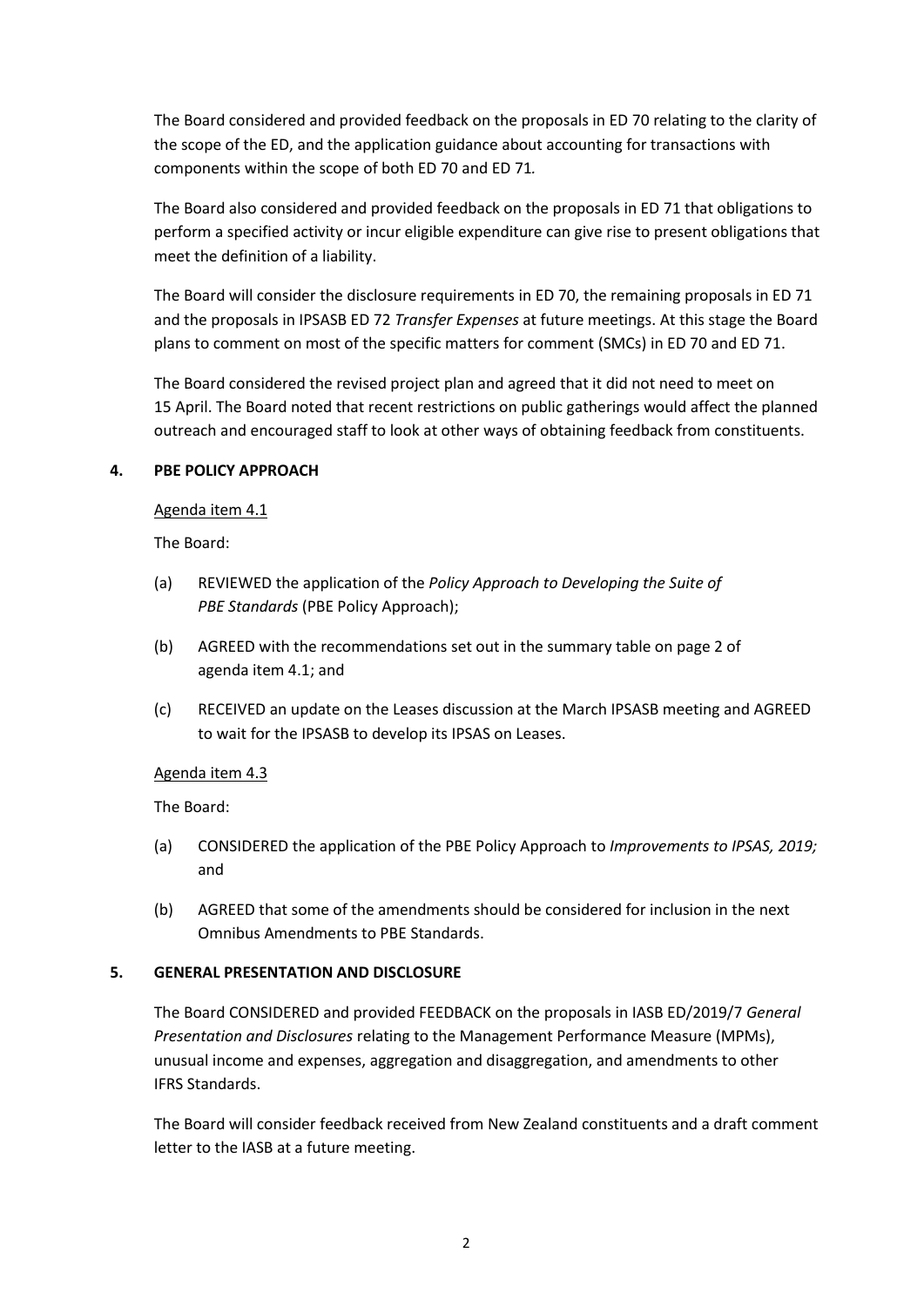The Board considered and provided feedback on the proposals in ED 70 relating to the clarity of the scope of the ED, and the application guidance about accounting for transactions with components within the scope of both ED 70 and ED 71.

The Board also considered and provided feedback on the proposals in ED 71 that obligations to perform a specified activity or incur eligible expenditure can give rise to present obligations that meet the definition of a liability.

The Board will consider the disclosure requirements in ED 70, the remaining proposals in ED 71 and the proposals in IPSASB ED 72 *Transfer Expenses* at future meetings. At this stage the Board plans to comment on most of the specific matters for comment (SMCs) in ED 70 and ED 71.

The Board considered the revised project plan and agreed that it did not need to meet on 15 April. The Board noted that recent restrictions on public gatherings would affect the planned outreach and encouraged staff to look at other ways of obtaining feedback from constituents.

## 4. PBE POLICY APPROACH

Agenda item 4.1

The Board:

(a) REVIEWED the application of the *Policy Approach to Developing the Suite of PBE Standards* (PBE Policy Approach);

(b) AGREED with the recommendations set out in the summary table on page 2 of agenda item 4.1; and

(c) RECEIVED an update on the Leases discussion at the March IPSASB meeting and AGREED to wait for the IPSASB to develop its IPSAS on Leases.

Agenda item 4.3

The Board:

(a) CONSIDERED the application of the PBE Policy Approach to *Improvements to IPSAS, 2019;* and

(b) AGREED that some of the amendments should be considered for inclusion in the next Omnibus Amendments to PBE Standards.

## 5. GENERAL PRESENTATION AND DISCLOSURE

The Board CONSIDERED and provided FEEDBACK on the proposals in IASB ED/2019/7 *General Presentation and Disclosures* relating to the Management Performance Measure (MPMs), unusual income and expenses, aggregation and disaggregation, and amendments to other IFRS Standards.

The Board will consider feedback received from New Zealand constituents and a draft comment letter to the IASB at a future meeting.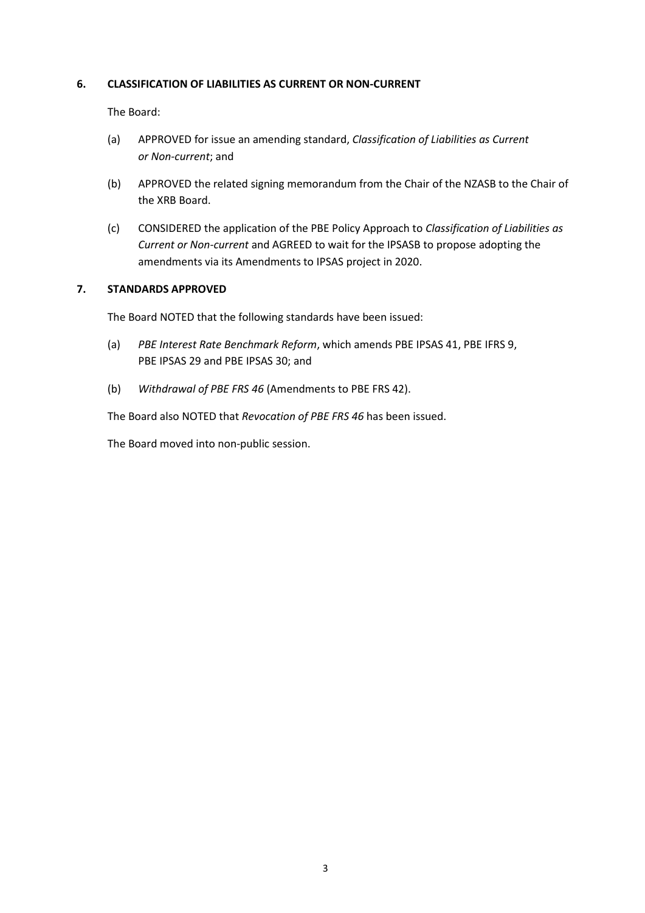## 6. CLASSIFICATION OF LIABILITIES AS CURRENT OR NON-CURRENT

The Board:

(a) APPROVED for issue an amending standard, *Classification of Liabilities as Current or Non-current*; and

(b) APPROVED the related signing memorandum from the Chair of the NZASB to the Chair of the XRB Board.

(c) CONSIDERED the application of the PBE Policy Approach to *Classification of Liabilities as Current or Non-current* and AGREED to wait for the IPSASB to propose adopting the amendments via its Amendments to IPSAS project in 2020.

## 7. STANDARDS APPROVED

The Board NOTED that the following standards have been issued:

(a) *PBE Interest Rate Benchmark Reform*, which amends PBE IPSAS 41, PBE IFRS 9, PBE IPSAS 29 and PBE IPSAS 30; and

(b) *Withdrawal of PBE FRS 46* (Amendments to PBE FRS 42).

The Board also NOTED that *Revocation of PBE FRS 46* has been issued.

The Board moved into non-public session.